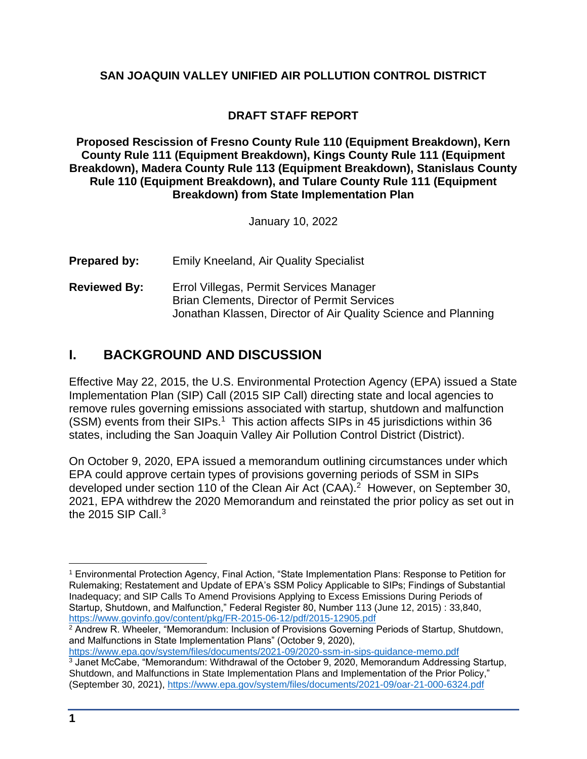**SAN JOAQUIN VALLEY UNIFIED AIR POLLUTION CONTROL DISTRICT**

**DRAFT STAFF REPORT**

**Proposed Rescission of Fresno County Rule 110 (Equipment Breakdown), Kern County Rule 111 (Equipment Breakdown), Kings County Rule 111 (Equipment Breakdown), Madera County Rule 113 (Equipment Breakdown), Stanislaus County Rule 110 (Equipment Breakdown), and Tulare County Rule 111 (Equipment Breakdown) from State Implementation Plan**

January 10, 2022

**Prepared by:** Emily Kneeland, Air Quality Specialist

**Reviewed By:** Errol Villegas, Permit Services Manager
Brian Clements, Director of Permit Services
Jonathan Klassen, Director of Air Quality Science and Planning

## I. BACKGROUND AND DISCUSSION

Effective May 22, 2015, the U.S. Environmental Protection Agency (EPA) issued a State Implementation Plan (SIP) Call (2015 SIP Call) directing state and local agencies to remove rules governing emissions associated with startup, shutdown and malfunction (SSM) events from their SIPs.[1] This action affects SIPs in 45 jurisdictions within 36 states, including the San Joaquin Valley Air Pollution Control District (District).

On October 9, 2020, EPA issued a memorandum outlining circumstances under which EPA could approve certain types of provisions governing periods of SSM in SIPs developed under section 110 of the Clean Air Act (CAA).[2] However, on September 30, 2021, EPA withdrew the 2020 Memorandum and reinstated the prior policy as set out in the 2015 SIP Call.[3]

---

[1] Environmental Protection Agency, Final Action, "State Implementation Plans: Response to Petition for Rulemaking; Restatement and Update of EPA's SSM Policy Applicable to SIPs; Findings of Substantial Inadequacy; and SIP Calls To Amend Provisions Applying to Excess Emissions During Periods of Startup, Shutdown, and Malfunction," Federal Register 80, Number 113 (June 12, 2015) : 33,840, https://www.govinfo.gov/content/pkg/FR-2015-06-12/pdf/2015-12905.pdf

[2] Andrew R. Wheeler, "Memorandum: Inclusion of Provisions Governing Periods of Startup, Shutdown, and Malfunctions in State Implementation Plans" (October 9, 2020), https://www.epa.gov/system/files/documents/2021-09/2020-ssm-in-sips-guidance-memo.pdf

[3] Janet McCabe, "Memorandum: Withdrawal of the October 9, 2020, Memorandum Addressing Startup, Shutdown, and Malfunctions in State Implementation Plans and Implementation of the Prior Policy," (September 30, 2021), https://www.epa.gov/system/files/documents/2021-09/oar-21-000-6324.pdf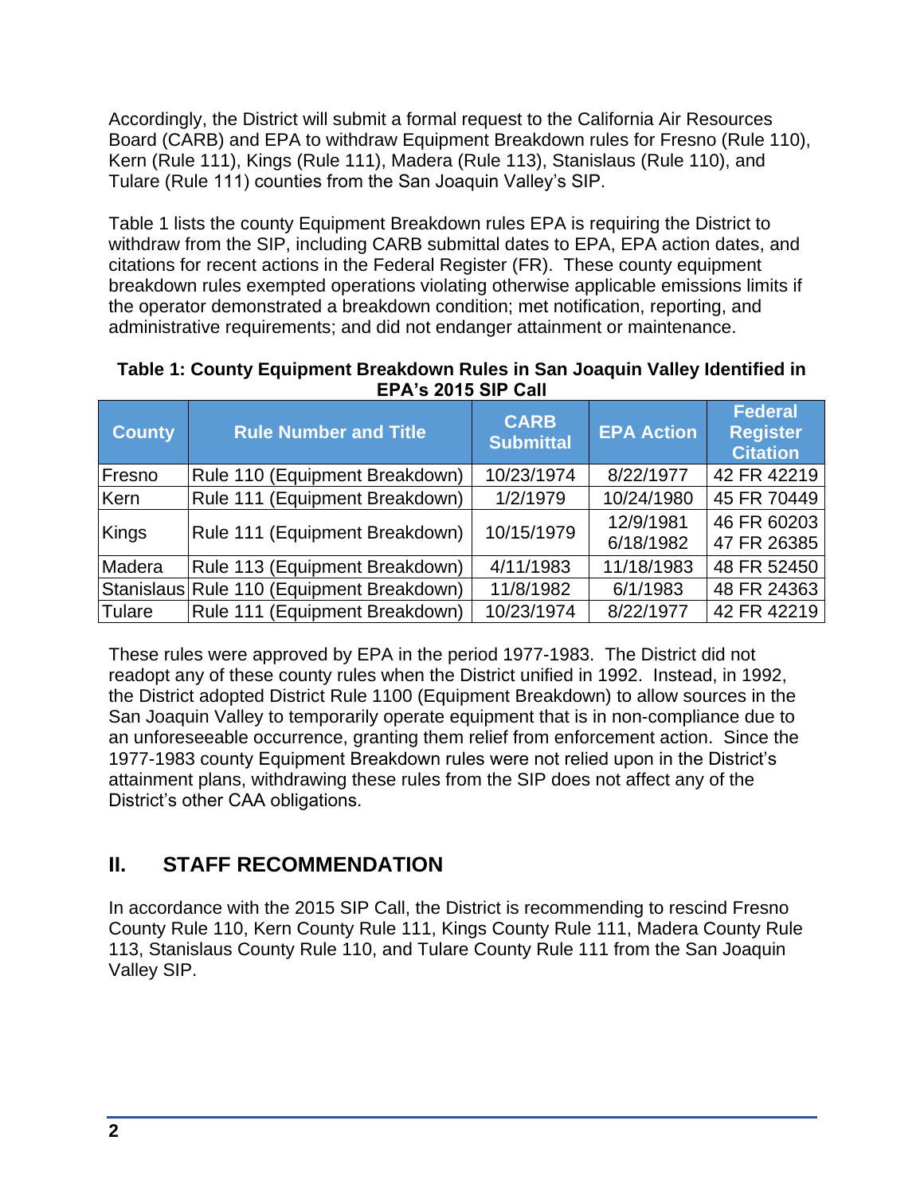Accordingly, the District will submit a formal request to the California Air Resources Board (CARB) and EPA to withdraw Equipment Breakdown rules for Fresno (Rule 110), Kern (Rule 111), Kings (Rule 111), Madera (Rule 113), Stanislaus (Rule 110), and Tulare (Rule 111) counties from the San Joaquin Valley's SIP.

Table 1 lists the county Equipment Breakdown rules EPA is requiring the District to withdraw from the SIP, including CARB submittal dates to EPA, EPA action dates, and citations for recent actions in the Federal Register (FR). These county equipment breakdown rules exempted operations violating otherwise applicable emissions limits if the operator demonstrated a breakdown condition; met notification, reporting, and administrative requirements; and did not endanger attainment or maintenance.

**Table 1: County Equipment Breakdown Rules in San Joaquin Valley Identified in EPA's 2015 SIP Call**

| County | Rule Number and Title | CARB Submittal | EPA Action | Federal Register Citation |
|---|---|---|---|---|
| Fresno | Rule 110 (Equipment Breakdown) | 10/23/1974 | 8/22/1977 | 42 FR 42219 |
| Kern | Rule 111 (Equipment Breakdown) | 1/2/1979 | 10/24/1980 | 45 FR 70449 |
| Kings | Rule 111 (Equipment Breakdown) | 10/15/1979 | 12/9/1981<br>6/18/1982 | 46 FR 60203<br>47 FR 26385 |
| Madera | Rule 113 (Equipment Breakdown) | 4/11/1983 | 11/18/1983 | 48 FR 52450 |
| Stanislaus | Rule 110 (Equipment Breakdown) | 11/8/1982 | 6/1/1983 | 48 FR 24363 |
| Tulare | Rule 111 (Equipment Breakdown) | 10/23/1974 | 8/22/1977 | 42 FR 42219 |

These rules were approved by EPA in the period 1977-1983. The District did not readopt any of these county rules when the District unified in 1992. Instead, in 1992, the District adopted District Rule 1100 (Equipment Breakdown) to allow sources in the San Joaquin Valley to temporarily operate equipment that is in non-compliance due to an unforeseeable occurrence, granting them relief from enforcement action. Since the 1977-1983 county Equipment Breakdown rules were not relied upon in the District's attainment plans, withdrawing these rules from the SIP does not affect any of the District's other CAA obligations.

## II. STAFF RECOMMENDATION

In accordance with the 2015 SIP Call, the District is recommending to rescind Fresno County Rule 110, Kern County Rule 111, Kings County Rule 111, Madera County Rule 113, Stanislaus County Rule 110, and Tulare County Rule 111 from the San Joaquin Valley SIP.